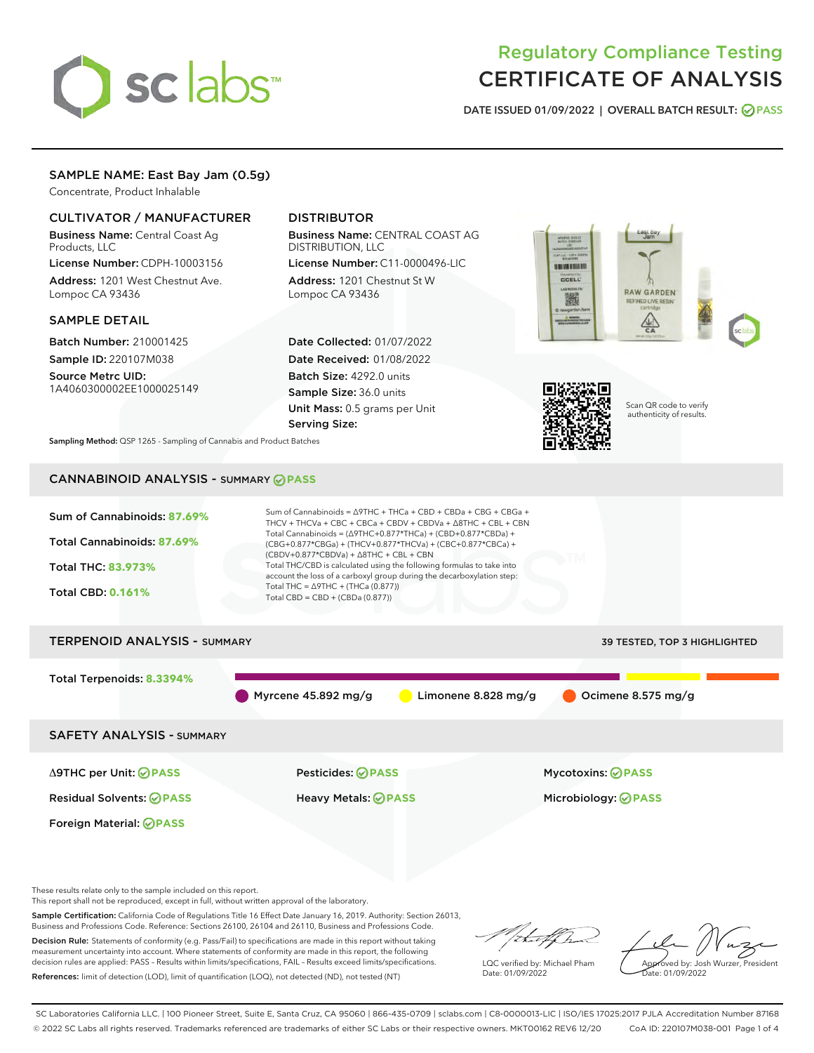# Regulatory Compliance Testing
# CERTIFICATE OF ANALYSIS

DATE ISSUED 01/09/2022 | OVERALL BATCH RESULT: PASS

## SAMPLE NAME: East Bay Jam (0.5g)

Concentrate, Product Inhalable

### CULTIVATOR / MANUFACTURER

**Business Name:** Central Coast Ag Products, LLC

**License Number:** CDPH-10003156

**Address:** 1201 West Chestnut Ave. Lompoc CA 93436

### DISTRIBUTOR

**Business Name:** CENTRAL COAST AG DISTRIBUTION, LLC

**License Number:** C11-0000496-LIC

**Address:** 1201 Chestnut St W Lompoc CA 93436

### SAMPLE DETAIL

**Batch Number:** 210001425

**Sample ID:** 220107M038

**Source Metrc UID:** 1A4060300002EE1000025149

**Date Collected:** 01/07/2022

**Date Received:** 01/08/2022

**Batch Size:** 4292.0 units

**Sample Size:** 36.0 units

**Unit Mass:** 0.5 grams per Unit

**Serving Size:**

Scan QR code to verify authenticity of results.

**Sampling Method:** QSP 1265 - Sampling of Cannabis and Product Batches

## CANNABINOID ANALYSIS - SUMMARY PASS

**Sum of Cannabinoids:** 87.69%

**Total Cannabinoids:** 87.69%

**Total THC:** 83.973%

**Total CBD:** 0.161%

Sum of Cannabinoids = Δ9THC + THCa + CBD + CBDa + CBG + CBGa + THCV + THCVa + CBC + CBCa + CBDV + CBDVa + Δ8THC + CBL + CBN

Total Cannabinoids = (Δ9THC+0.877*THCa) + (CBD+0.877*CBDa) + (CBG+0.877*CBGa) + (THCV+0.877*THCVa) + (CBC+0.877*CBCa) + (CBDV+0.877*CBDVa) + Δ8THC + CBL + CBN

Total THC/CBD is calculated using the following formulas to take into account the loss of a carboxyl group during the decarboxylation step:

Total THC = Δ9THC + (THCa (0.877))

Total CBD = CBD + (CBDa (0.877))

## TERPENOID ANALYSIS - SUMMARY

39 TESTED, TOP 3 HIGHLIGHTED

**Total Terpenoids:** 8.3394%

Myrcene 45.892 mg/g | Limonene 8.828 mg/g | Ocimene 8.575 mg/g

## SAFETY ANALYSIS - SUMMARY

| | | |
|---|---|---|
| Δ9THC per Unit: PASS | Pesticides: PASS | Mycotoxins: PASS |
| Residual Solvents: PASS | Heavy Metals: PASS | Microbiology: PASS |
| Foreign Material: PASS | | |

These results relate only to the sample included on this report.
This report shall not be reproduced, except in full, without written approval of the laboratory.

**Sample Certification:** California Code of Regulations Title 16 Effect Date January 16, 2019. Authority: Section 26013, Business and Professions Code. Reference: Sections 26100, 26104 and 26110, Business and Professions Code.

**Decision Rule:** Statements of conformity (e.g. Pass/Fail) to specifications are made in this report without taking measurement uncertainty into account. Where statements of conformity are made in this report, the following decision rules are applied: PASS – Results within limits/specifications, FAIL – Results exceed limits/specifications.

**References:** limit of detection (LOD), limit of quantification (LOQ), not detected (ND), not tested (NT)

LQC verified by: Michael Pham
Date: 01/09/2022

Approved by: Josh Wurzer, President
Date: 01/09/2022

SC Laboratories California LLC. | 100 Pioneer Street, Suite E, Santa Cruz, CA 95060 | 866-435-0709 | sclabs.com | C8-0000013-LIC | ISO/IES 17025:2017 PJLA Accreditation Number 87168
© 2022 SC Labs all rights reserved. Trademarks referenced are trademarks of either SC Labs or their respective owners. MKT00162 REV6 12/20 CoA ID: 220107M038-001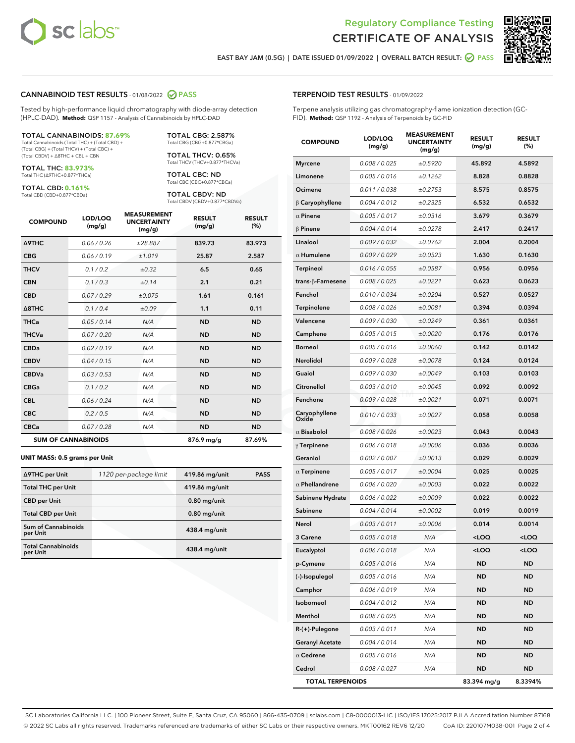# Regulatory Compliance Testing
# CERTIFICATE OF ANALYSIS

EAST BAY JAM (0.5G) | DATE ISSUED 01/09/2022 | OVERALL BATCH RESULT: PASS

## CANNABINOID TEST RESULTS - 01/08/2022 PASS

Tested by high-performance liquid chromatography with diode-array detection (HPLC-DAD). **Method:** QSP 1157 - Analysis of Cannabinoids by HPLC-DAD

**TOTAL CANNABINOIDS: 87.69%**
Total Cannabinoids (Total THC) + (Total CBD) + (Total CBG) + (Total THCV) + (Total CBC) + (Total CBDV) + Δ8THC + CBL + CBN

**TOTAL THC: 83.973%**
Total THC (Δ9THC+0.877*THCa)

**TOTAL CBD: 0.161%**
Total CBD (CBD+0.877*CBDa)

**TOTAL CBG: 2.587%**
Total CBG (CBG+0.877*CBGa)

**TOTAL THCV: 0.65%**
Total THCV (THCV+0.877*THCVa)

**TOTAL CBC: ND**
Total CBC (CBC+0.877*CBCa)

**TOTAL CBDV: ND**
Total CBDV (CBDV+0.877*CBDVa)

| COMPOUND | LOD/LOQ (mg/g) | MEASUREMENT UNCERTAINTY (mg/g) | RESULT (mg/g) | RESULT (%) |
|---|---|---|---|---|
| Δ9THC | 0.06 / 0.26 | ±28.887 | 839.73 | 83.973 |
| CBG | 0.06 / 0.19 | ±1.019 | 25.87 | 2.587 |
| THCV | 0.1 / 0.2 | ±0.32 | 6.5 | 0.65 |
| CBN | 0.1 / 0.3 | ±0.14 | 2.1 | 0.21 |
| CBD | 0.07 / 0.29 | ±0.075 | 1.61 | 0.161 |
| Δ8THC | 0.1 / 0.4 | ±0.09 | 1.1 | 0.11 |
| THCa | 0.05 / 0.14 | N/A | ND | ND |
| THCVa | 0.07 / 0.20 | N/A | ND | ND |
| CBDa | 0.02 / 0.19 | N/A | ND | ND |
| CBDV | 0.04 / 0.15 | N/A | ND | ND |
| CBDVa | 0.03 / 0.53 | N/A | ND | ND |
| CBGa | 0.1 / 0.2 | N/A | ND | ND |
| CBL | 0.06 / 0.24 | N/A | ND | ND |
| CBC | 0.2 / 0.5 | N/A | ND | ND |
| CBCa | 0.07 / 0.28 | N/A | ND | ND |
| **SUM OF CANNABINOIDS** | | | 876.9 mg/g | 87.69% |

**UNIT MASS: 0.5 grams per Unit**

| | | | |
|---|---|---|---|
| Δ9THC per Unit | 1120 per-package limit | 419.86 mg/unit | PASS |
| Total THC per Unit | | 419.86 mg/unit | |
| CBD per Unit | | 0.80 mg/unit | |
| Total CBD per Unit | | 0.80 mg/unit | |
| Sum of Cannabinoids per Unit | | 438.4 mg/unit | |
| Total Cannabinoids per Unit | | 438.4 mg/unit | |

## TERPENOID TEST RESULTS - 01/09/2022

Terpene analysis utilizing gas chromatography-flame ionization detection (GC-FID). **Method:** QSP 1192 - Analysis of Terpenoids by GC-FID

| COMPOUND | LOD/LOQ (mg/g) | MEASUREMENT UNCERTAINTY (mg/g) | RESULT (mg/g) | RESULT (%) |
|---|---|---|---|---|
| Myrcene | 0.008 / 0.025 | ±0.5920 | 45.892 | 4.5892 |
| Limonene | 0.005 / 0.016 | ±0.1262 | 8.828 | 0.8828 |
| Ocimene | 0.011 / 0.038 | ±0.2753 | 8.575 | 0.8575 |
| β Caryophyllene | 0.004 / 0.012 | ±0.2325 | 6.532 | 0.6532 |
| α Pinene | 0.005 / 0.017 | ±0.0316 | 3.679 | 0.3679 |
| β Pinene | 0.004 / 0.014 | ±0.0278 | 2.417 | 0.2417 |
| Linalool | 0.009 / 0.032 | ±0.0762 | 2.004 | 0.2004 |
| α Humulene | 0.009 / 0.029 | ±0.0523 | 1.630 | 0.1630 |
| Terpineol | 0.016 / 0.055 | ±0.0587 | 0.956 | 0.0956 |
| trans-β-Farnesene | 0.008 / 0.025 | ±0.0221 | 0.623 | 0.0623 |
| Fenchol | 0.010 / 0.034 | ±0.0204 | 0.527 | 0.0527 |
| Terpinolene | 0.008 / 0.026 | ±0.0081 | 0.394 | 0.0394 |
| Valencene | 0.009 / 0.030 | ±0.0249 | 0.361 | 0.0361 |
| Camphene | 0.005 / 0.015 | ±0.0020 | 0.176 | 0.0176 |
| Borneol | 0.005 / 0.016 | ±0.0060 | 0.142 | 0.0142 |
| Nerolidol | 0.009 / 0.028 | ±0.0078 | 0.124 | 0.0124 |
| Guaiol | 0.009 / 0.030 | ±0.0049 | 0.103 | 0.0103 |
| Citronellol | 0.003 / 0.010 | ±0.0045 | 0.092 | 0.0092 |
| Fenchone | 0.009 / 0.028 | ±0.0021 | 0.071 | 0.0071 |
| Caryophyllene Oxide | 0.010 / 0.033 | ±0.0027 | 0.058 | 0.0058 |
| α Bisabolol | 0.008 / 0.026 | ±0.0023 | 0.043 | 0.0043 |
| γ Terpinene | 0.006 / 0.018 | ±0.0006 | 0.036 | 0.0036 |
| Geraniol | 0.002 / 0.007 | ±0.0013 | 0.029 | 0.0029 |
| α Terpinene | 0.005 / 0.017 | ±0.0004 | 0.025 | 0.0025 |
| α Phellandrene | 0.006 / 0.020 | ±0.0003 | 0.022 | 0.0022 |
| Sabinene Hydrate | 0.006 / 0.022 | ±0.0009 | 0.022 | 0.0022 |
| Sabinene | 0.004 / 0.014 | ±0.0002 | 0.019 | 0.0019 |
| Nerol | 0.003 / 0.011 | ±0.0006 | 0.014 | 0.0014 |
| 3 Carene | 0.005 / 0.018 | N/A | <LOQ | <LOQ |
| Eucalyptol | 0.006 / 0.018 | N/A | <LOQ | <LOQ |
| p-Cymene | 0.005 / 0.016 | N/A | ND | ND |
| (-)-Isopulegol | 0.005 / 0.016 | N/A | ND | ND |
| Camphor | 0.006 / 0.019 | N/A | ND | ND |
| Isoborneol | 0.004 / 0.012 | N/A | ND | ND |
| Menthol | 0.008 / 0.025 | N/A | ND | ND |
| R-(+)-Pulegone | 0.003 / 0.011 | N/A | ND | ND |
| Geranyl Acetate | 0.004 / 0.014 | N/A | ND | ND |
| α Cedrene | 0.005 / 0.016 | N/A | ND | ND |
| Cedrol | 0.008 / 0.027 | N/A | ND | ND |
| **TOTAL TERPENOIDS** | | | 83.394 mg/g | 8.3394% |

SC Laboratories California LLC. | 100 Pioneer Street, Suite E, Santa Cruz, CA 95060 | 866-435-0709 | sclabs.com | C8-0000013-LIC | ISO/IES 17025:2017 PJLA Accreditation Number 87168
© 2022 SC Labs all rights reserved. Trademarks referenced are trademarks of either SC Labs or their respective owners. MKT00162 REV6 12/20 CoA ID: 220107M038-001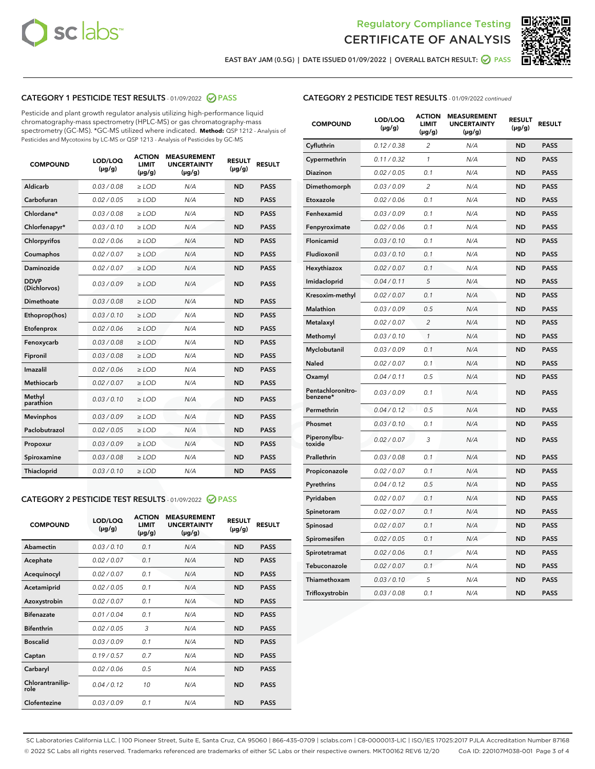Regulatory Compliance Testing
CERTIFICATE OF ANALYSIS

EAST BAY JAM (0.5G) | DATE ISSUED 01/09/2022 | OVERALL BATCH RESULT: PASS

## CATEGORY 1 PESTICIDE TEST RESULTS - 01/09/2022 PASS

Pesticide and plant growth regulator analysis utilizing high-performance liquid chromatography-mass spectrometry (HPLC-MS) or gas chromatography-mass spectrometry (GC-MS). *GC-MS utilized where indicated. **Method:** QSP 1212 - Analysis of Pesticides and Mycotoxins by LC-MS or QSP 1213 - Analysis of Pesticides by GC-MS

| COMPOUND | LOD/LOQ (µg/g) | ACTION LIMIT (µg/g) | MEASUREMENT UNCERTAINTY (µg/g) | RESULT (µg/g) | RESULT |
|---|---|---|---|---|---|
| Aldicarb | 0.03 / 0.08 | ≥ LOD | N/A | ND | PASS |
| Carbofuran | 0.02 / 0.05 | ≥ LOD | N/A | ND | PASS |
| Chlordane* | 0.03 / 0.08 | ≥ LOD | N/A | ND | PASS |
| Chlorfenapyr* | 0.03 / 0.10 | ≥ LOD | N/A | ND | PASS |
| Chlorpyrifos | 0.02 / 0.06 | ≥ LOD | N/A | ND | PASS |
| Coumaphos | 0.02 / 0.07 | ≥ LOD | N/A | ND | PASS |
| Daminozide | 0.02 / 0.07 | ≥ LOD | N/A | ND | PASS |
| DDVP (Dichlorvos) | 0.03 / 0.09 | ≥ LOD | N/A | ND | PASS |
| Dimethoate | 0.03 / 0.08 | ≥ LOD | N/A | ND | PASS |
| Ethoprop(hos) | 0.03 / 0.10 | ≥ LOD | N/A | ND | PASS |
| Etofenprox | 0.02 / 0.06 | ≥ LOD | N/A | ND | PASS |
| Fenoxycarb | 0.03 / 0.08 | ≥ LOD | N/A | ND | PASS |
| Fipronil | 0.03 / 0.08 | ≥ LOD | N/A | ND | PASS |
| Imazalil | 0.02 / 0.06 | ≥ LOD | N/A | ND | PASS |
| Methiocarb | 0.02 / 0.07 | ≥ LOD | N/A | ND | PASS |
| Methyl parathion | 0.03 / 0.10 | ≥ LOD | N/A | ND | PASS |
| Mevinphos | 0.03 / 0.09 | ≥ LOD | N/A | ND | PASS |
| Paclobutrazol | 0.02 / 0.05 | ≥ LOD | N/A | ND | PASS |
| Propoxur | 0.03 / 0.09 | ≥ LOD | N/A | ND | PASS |
| Spiroxamine | 0.03 / 0.08 | ≥ LOD | N/A | ND | PASS |
| Thiacloprid | 0.03 / 0.10 | ≥ LOD | N/A | ND | PASS |

## CATEGORY 2 PESTICIDE TEST RESULTS - 01/09/2022 PASS

| COMPOUND | LOD/LOQ (µg/g) | ACTION LIMIT (µg/g) | MEASUREMENT UNCERTAINTY (µg/g) | RESULT (µg/g) | RESULT |
|---|---|---|---|---|---|
| Abamectin | 0.03 / 0.10 | 0.1 | N/A | ND | PASS |
| Acephate | 0.02 / 0.07 | 0.1 | N/A | ND | PASS |
| Acequinocyl | 0.02 / 0.07 | 0.1 | N/A | ND | PASS |
| Acetamiprid | 0.02 / 0.05 | 0.1 | N/A | ND | PASS |
| Azoxystrobin | 0.02 / 0.07 | 0.1 | N/A | ND | PASS |
| Bifenazate | 0.01 / 0.04 | 0.1 | N/A | ND | PASS |
| Bifenthrin | 0.02 / 0.05 | 3 | N/A | ND | PASS |
| Boscalid | 0.03 / 0.09 | 0.1 | N/A | ND | PASS |
| Captan | 0.19 / 0.57 | 0.7 | N/A | ND | PASS |
| Carbaryl | 0.02 / 0.06 | 0.5 | N/A | ND | PASS |
| Chlorantraniliprole | 0.04 / 0.12 | 10 | N/A | ND | PASS |
| Clofentezine | 0.03 / 0.09 | 0.1 | N/A | ND | PASS |
| Cyfluthrin | 0.12 / 0.38 | 2 | N/A | ND | PASS |
| Cypermethrin | 0.11 / 0.32 | 1 | N/A | ND | PASS |
| Diazinon | 0.02 / 0.05 | 0.1 | N/A | ND | PASS |
| Dimethomorph | 0.03 / 0.09 | 2 | N/A | ND | PASS |
| Etoxazole | 0.02 / 0.06 | 0.1 | N/A | ND | PASS |
| Fenhexamid | 0.03 / 0.09 | 0.1 | N/A | ND | PASS |
| Fenpyroximate | 0.02 / 0.06 | 0.1 | N/A | ND | PASS |
| Flonicamid | 0.03 / 0.10 | 0.1 | N/A | ND | PASS |
| Fludioxonil | 0.03 / 0.10 | 0.1 | N/A | ND | PASS |
| Hexythiazox | 0.02 / 0.07 | 0.1 | N/A | ND | PASS |
| Imidacloprid | 0.04 / 0.11 | 5 | N/A | ND | PASS |
| Kresoxim-methyl | 0.02 / 0.07 | 0.1 | N/A | ND | PASS |
| Malathion | 0.03 / 0.09 | 0.5 | N/A | ND | PASS |
| Metalaxyl | 0.02 / 0.07 | 2 | N/A | ND | PASS |
| Methomyl | 0.03 / 0.10 | 1 | N/A | ND | PASS |
| Myclobutanil | 0.03 / 0.09 | 0.1 | N/A | ND | PASS |
| Naled | 0.02 / 0.07 | 0.1 | N/A | ND | PASS |
| Oxamyl | 0.04 / 0.11 | 0.5 | N/A | ND | PASS |
| Pentachloronitrobenzene* | 0.03 / 0.09 | 0.1 | N/A | ND | PASS |
| Permethrin | 0.04 / 0.12 | 0.5 | N/A | ND | PASS |
| Phosmet | 0.03 / 0.10 | 0.1 | N/A | ND | PASS |
| Piperonylbutoxide | 0.02 / 0.07 | 3 | N/A | ND | PASS |
| Prallethrin | 0.03 / 0.08 | 0.1 | N/A | ND | PASS |
| Propiconazole | 0.02 / 0.07 | 0.1 | N/A | ND | PASS |
| Pyrethrins | 0.04 / 0.12 | 0.5 | N/A | ND | PASS |
| Pyridaben | 0.02 / 0.07 | 0.1 | N/A | ND | PASS |
| Spinetoram | 0.02 / 0.07 | 0.1 | N/A | ND | PASS |
| Spinosad | 0.02 / 0.07 | 0.1 | N/A | ND | PASS |
| Spiromesifen | 0.02 / 0.05 | 0.1 | N/A | ND | PASS |
| Spirotetramat | 0.02 / 0.06 | 0.1 | N/A | ND | PASS |
| Tebuconazole | 0.02 / 0.07 | 0.1 | N/A | ND | PASS |
| Thiamethoxam | 0.03 / 0.10 | 5 | N/A | ND | PASS |
| Trifloxystrobin | 0.03 / 0.08 | 0.1 | N/A | ND | PASS |

SC Laboratories California LLC. | 100 Pioneer Street, Suite E, Santa Cruz, CA 95060 | 866-435-0709 | sclabs.com | C8-0000013-LIC | ISO/IES 17025:2017 PJLA Accreditation Number 87168
© 2022 SC Labs all rights reserved. Trademarks referenced are trademarks of either SC Labs or their respective owners. MKT00162 REV6 12/20 CoA ID: 220107M038-001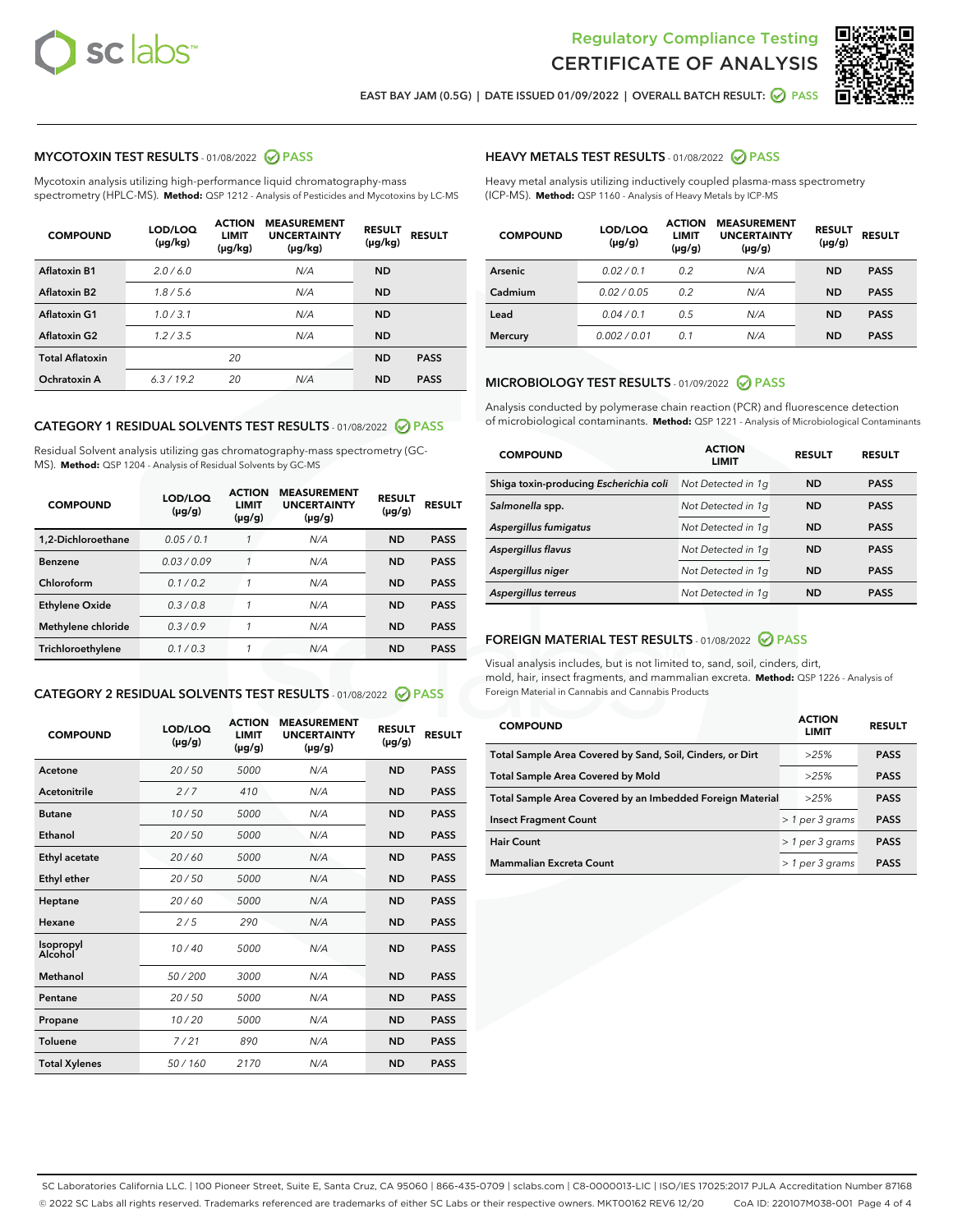Regulatory Compliance Testing
# CERTIFICATE OF ANALYSIS

EAST BAY JAM (0.5G) | DATE ISSUED 01/09/2022 | OVERALL BATCH RESULT: PASS

## MYCOTOXIN TEST RESULTS - 01/08/2022 PASS

Mycotoxin analysis utilizing high-performance liquid chromatography-mass spectrometry (HPLC-MS). **Method:** QSP 1212 - Analysis of Pesticides and Mycotoxins by LC-MS

| COMPOUND | LOD/LOQ (µg/kg) | ACTION LIMIT (µg/kg) | MEASUREMENT UNCERTAINTY (µg/kg) | RESULT (µg/kg) | RESULT |
|---|---|---|---|---|---|
| Aflatoxin B1 | 2.0 / 6.0 | | N/A | ND | |
| Aflatoxin B2 | 1.8 / 5.6 | | N/A | ND | |
| Aflatoxin G1 | 1.0 / 3.1 | | N/A | ND | |
| Aflatoxin G2 | 1.2 / 3.5 | | N/A | ND | |
| Total Aflatoxin | | 20 | | ND | PASS |
| Ochratoxin A | 6.3 / 19.2 | 20 | N/A | ND | PASS |

## CATEGORY 1 RESIDUAL SOLVENTS TEST RESULTS - 01/08/2022 PASS

Residual Solvent analysis utilizing gas chromatography-mass spectrometry (GC-MS). **Method:** QSP 1204 - Analysis of Residual Solvents by GC-MS

| COMPOUND | LOD/LOQ (µg/g) | ACTION LIMIT (µg/g) | MEASUREMENT UNCERTAINTY (µg/g) | RESULT (µg/g) | RESULT |
|---|---|---|---|---|---|
| 1,2-Dichloroethane | 0.05 / 0.1 | 1 | N/A | ND | PASS |
| Benzene | 0.03 / 0.09 | 1 | N/A | ND | PASS |
| Chloroform | 0.1 / 0.2 | 1 | N/A | ND | PASS |
| Ethylene Oxide | 0.3 / 0.8 | 1 | N/A | ND | PASS |
| Methylene chloride | 0.3 / 0.9 | 1 | N/A | ND | PASS |
| Trichloroethylene | 0.1 / 0.3 | 1 | N/A | ND | PASS |

## CATEGORY 2 RESIDUAL SOLVENTS TEST RESULTS - 01/08/2022 PASS

| COMPOUND | LOD/LOQ (µg/g) | ACTION LIMIT (µg/g) | MEASUREMENT UNCERTAINTY (µg/g) | RESULT (µg/g) | RESULT |
|---|---|---|---|---|---|
| Acetone | 20 / 50 | 5000 | N/A | ND | PASS |
| Acetonitrile | 2 / 7 | 410 | N/A | ND | PASS |
| Butane | 10 / 50 | 5000 | N/A | ND | PASS |
| Ethanol | 20 / 50 | 5000 | N/A | ND | PASS |
| Ethyl acetate | 20 / 60 | 5000 | N/A | ND | PASS |
| Ethyl ether | 20 / 50 | 5000 | N/A | ND | PASS |
| Heptane | 20 / 60 | 5000 | N/A | ND | PASS |
| Hexane | 2 / 5 | 290 | N/A | ND | PASS |
| Isopropyl Alcohol | 10 / 40 | 5000 | N/A | ND | PASS |
| Methanol | 50 / 200 | 3000 | N/A | ND | PASS |
| Pentane | 20 / 50 | 5000 | N/A | ND | PASS |
| Propane | 10 / 20 | 5000 | N/A | ND | PASS |
| Toluene | 7 / 21 | 890 | N/A | ND | PASS |
| Total Xylenes | 50 / 160 | 2170 | N/A | ND | PASS |

## HEAVY METALS TEST RESULTS - 01/08/2022 PASS

Heavy metal analysis utilizing inductively coupled plasma-mass spectrometry (ICP-MS). **Method:** QSP 1160 - Analysis of Heavy Metals by ICP-MS

| COMPOUND | LOD/LOQ (µg/g) | ACTION LIMIT (µg/g) | MEASUREMENT UNCERTAINTY (µg/g) | RESULT (µg/g) | RESULT |
|---|---|---|---|---|---|
| Arsenic | 0.02 / 0.1 | 0.2 | N/A | ND | PASS |
| Cadmium | 0.02 / 0.05 | 0.2 | N/A | ND | PASS |
| Lead | 0.04 / 0.1 | 0.5 | N/A | ND | PASS |
| Mercury | 0.002 / 0.01 | 0.1 | N/A | ND | PASS |

## MICROBIOLOGY TEST RESULTS - 01/09/2022 PASS

Analysis conducted by polymerase chain reaction (PCR) and fluorescence detection of microbiological contaminants. **Method:** QSP 1221 - Analysis of Microbiological Contaminants

| COMPOUND | ACTION LIMIT | RESULT | RESULT |
|---|---|---|---|
| Shiga toxin-producing *Escherichia coli* | Not Detected in 1g | ND | PASS |
| *Salmonella* spp. | Not Detected in 1g | ND | PASS |
| *Aspergillus fumigatus* | Not Detected in 1g | ND | PASS |
| *Aspergillus flavus* | Not Detected in 1g | ND | PASS |
| *Aspergillus niger* | Not Detected in 1g | ND | PASS |
| *Aspergillus terreus* | Not Detected in 1g | ND | PASS |

## FOREIGN MATERIAL TEST RESULTS - 01/08/2022 PASS

Visual analysis includes, but is not limited to, sand, soil, cinders, dirt, mold, hair, insect fragments, and mammalian excreta. **Method:** QSP 1226 - Analysis of Foreign Material in Cannabis and Cannabis Products

| COMPOUND | ACTION LIMIT | RESULT |
|---|---|---|
| Total Sample Area Covered by Sand, Soil, Cinders, or Dirt | >25% | PASS |
| Total Sample Area Covered by Mold | >25% | PASS |
| Total Sample Area Covered by an Imbedded Foreign Material | >25% | PASS |
| Insect Fragment Count | > 1 per 3 grams | PASS |
| Hair Count | > 1 per 3 grams | PASS |
| Mammalian Excreta Count | > 1 per 3 grams | PASS |

SC Laboratories California LLC. | 100 Pioneer Street, Suite E, Santa Cruz, CA 95060 | 866-435-0709 | sclabs.com | C8-0000013-LIC | ISO/IES 17025:2017 PJLA Accreditation Number 87168
© 2022 SC Labs all rights reserved. Trademarks referenced are trademarks of either SC Labs or their respective owners. MKT00162 REV6 12/20 CoA ID: 220107M038-001